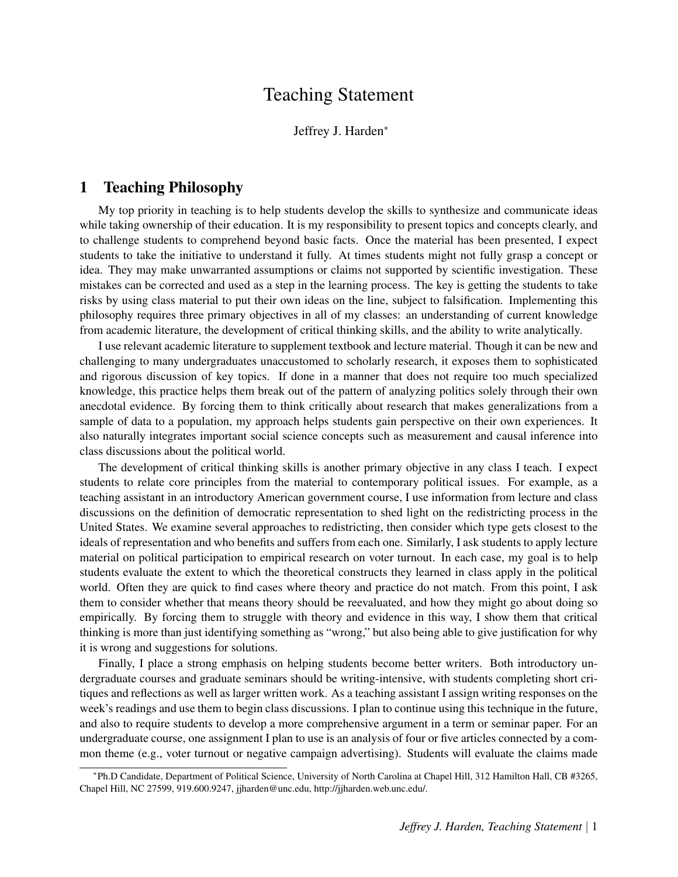# Teaching Statement

Jeffrey J. Harden[*]

## 1 Teaching Philosophy

My top priority in teaching is to help students develop the skills to synthesize and communicate ideas while taking ownership of their education. It is my responsibility to present topics and concepts clearly, and to challenge students to comprehend beyond basic facts. Once the material has been presented, I expect students to take the initiative to understand it fully. At times students might not fully grasp a concept or idea. They may make unwarranted assumptions or claims not supported by scientific investigation. These mistakes can be corrected and used as a step in the learning process. The key is getting the students to take risks by using class material to put their own ideas on the line, subject to falsification. Implementing this philosophy requires three primary objectives in all of my classes: an understanding of current knowledge from academic literature, the development of critical thinking skills, and the ability to write analytically.

I use relevant academic literature to supplement textbook and lecture material. Though it can be new and challenging to many undergraduates unaccustomed to scholarly research, it exposes them to sophisticated and rigorous discussion of key topics. If done in a manner that does not require too much specialized knowledge, this practice helps them break out of the pattern of analyzing politics solely through their own anecdotal evidence. By forcing them to think critically about research that makes generalizations from a sample of data to a population, my approach helps students gain perspective on their own experiences. It also naturally integrates important social science concepts such as measurement and causal inference into class discussions about the political world.

The development of critical thinking skills is another primary objective in any class I teach. I expect students to relate core principles from the material to contemporary political issues. For example, as a teaching assistant in an introductory American government course, I use information from lecture and class discussions on the definition of democratic representation to shed light on the redistricting process in the United States. We examine several approaches to redistricting, then consider which type gets closest to the ideals of representation and who benefits and suffers from each one. Similarly, I ask students to apply lecture material on political participation to empirical research on voter turnout. In each case, my goal is to help students evaluate the extent to which the theoretical constructs they learned in class apply in the political world. Often they are quick to find cases where theory and practice do not match. From this point, I ask them to consider whether that means theory should be reevaluated, and how they might go about doing so empirically. By forcing them to struggle with theory and evidence in this way, I show them that critical thinking is more than just identifying something as "wrong," but also being able to give justification for why it is wrong and suggestions for solutions.

Finally, I place a strong emphasis on helping students become better writers. Both introductory undergraduate courses and graduate seminars should be writing-intensive, with students completing short critiques and reflections as well as larger written work. As a teaching assistant I assign writing responses on the week's readings and use them to begin class discussions. I plan to continue using this technique in the future, and also to require students to develop a more comprehensive argument in a term or seminar paper. For an undergraduate course, one assignment I plan to use is an analysis of four or five articles connected by a common theme (e.g., voter turnout or negative campaign advertising). Students will evaluate the claims made

[*] Ph.D Candidate, Department of Political Science, University of North Carolina at Chapel Hill, 312 Hamilton Hall, CB #3265, Chapel Hill, NC 27599, 919.600.9247, jjharden@unc.edu, http://jjharden.web.unc.edu/.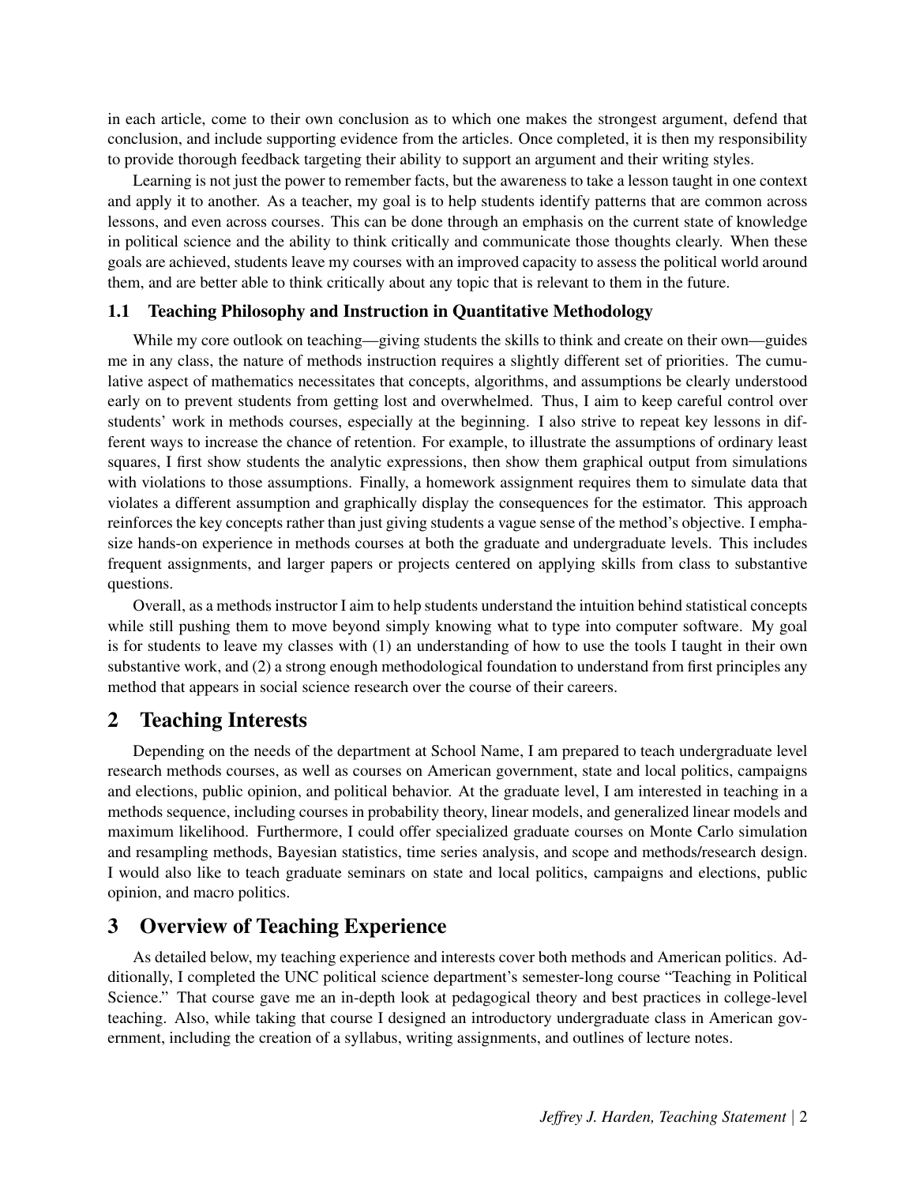in each article, come to their own conclusion as to which one makes the strongest argument, defend that conclusion, and include supporting evidence from the articles. Once completed, it is then my responsibility to provide thorough feedback targeting their ability to support an argument and their writing styles.

Learning is not just the power to remember facts, but the awareness to take a lesson taught in one context and apply it to another. As a teacher, my goal is to help students identify patterns that are common across lessons, and even across courses. This can be done through an emphasis on the current state of knowledge in political science and the ability to think critically and communicate those thoughts clearly. When these goals are achieved, students leave my courses with an improved capacity to assess the political world around them, and are better able to think critically about any topic that is relevant to them in the future.

### 1.1 Teaching Philosophy and Instruction in Quantitative Methodology

While my core outlook on teaching—giving students the skills to think and create on their own—guides me in any class, the nature of methods instruction requires a slightly different set of priorities. The cumulative aspect of mathematics necessitates that concepts, algorithms, and assumptions be clearly understood early on to prevent students from getting lost and overwhelmed. Thus, I aim to keep careful control over students' work in methods courses, especially at the beginning. I also strive to repeat key lessons in different ways to increase the chance of retention. For example, to illustrate the assumptions of ordinary least squares, I first show students the analytic expressions, then show them graphical output from simulations with violations to those assumptions. Finally, a homework assignment requires them to simulate data that violates a different assumption and graphically display the consequences for the estimator. This approach reinforces the key concepts rather than just giving students a vague sense of the method's objective. I emphasize hands-on experience in methods courses at both the graduate and undergraduate levels. This includes frequent assignments, and larger papers or projects centered on applying skills from class to substantive questions.

Overall, as a methods instructor I aim to help students understand the intuition behind statistical concepts while still pushing them to move beyond simply knowing what to type into computer software. My goal is for students to leave my classes with (1) an understanding of how to use the tools I taught in their own substantive work, and (2) a strong enough methodological foundation to understand from first principles any method that appears in social science research over the course of their careers.

## 2 Teaching Interests

Depending on the needs of the department at School Name, I am prepared to teach undergraduate level research methods courses, as well as courses on American government, state and local politics, campaigns and elections, public opinion, and political behavior. At the graduate level, I am interested in teaching in a methods sequence, including courses in probability theory, linear models, and generalized linear models and maximum likelihood. Furthermore, I could offer specialized graduate courses on Monte Carlo simulation and resampling methods, Bayesian statistics, time series analysis, and scope and methods/research design. I would also like to teach graduate seminars on state and local politics, campaigns and elections, public opinion, and macro politics.

## 3 Overview of Teaching Experience

As detailed below, my teaching experience and interests cover both methods and American politics. Additionally, I completed the UNC political science department's semester-long course "Teaching in Political Science." That course gave me an in-depth look at pedagogical theory and best practices in college-level teaching. Also, while taking that course I designed an introductory undergraduate class in American government, including the creation of a syllabus, writing assignments, and outlines of lecture notes.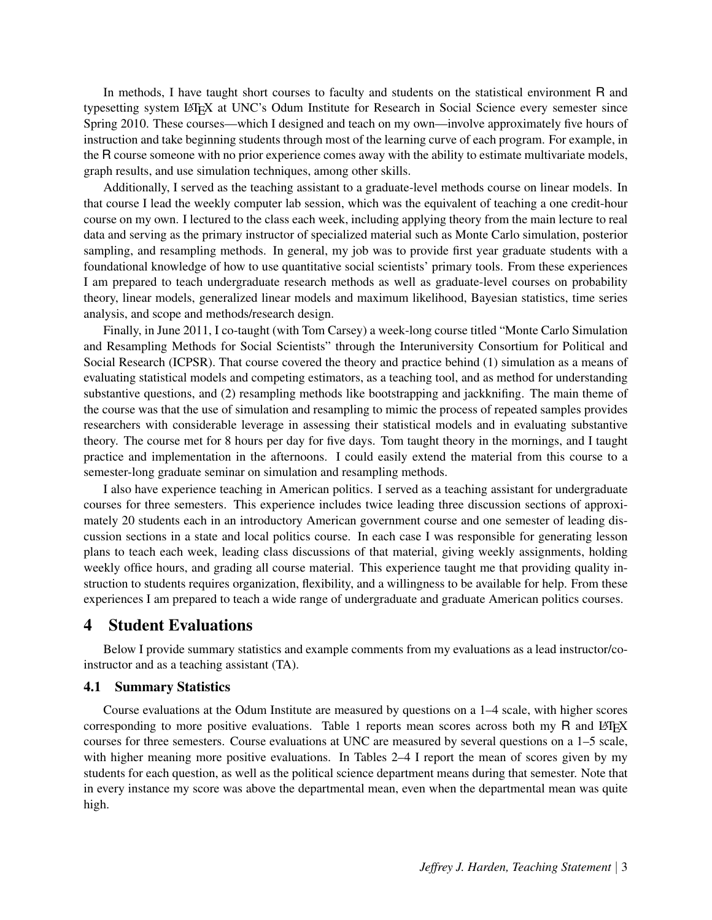In methods, I have taught short courses to faculty and students on the statistical environment R and typesetting system LaTeX at UNC's Odum Institute for Research in Social Science every semester since Spring 2010. These courses—which I designed and teach on my own—involve approximately five hours of instruction and take beginning students through most of the learning curve of each program. For example, in the R course someone with no prior experience comes away with the ability to estimate multivariate models, graph results, and use simulation techniques, among other skills.

Additionally, I served as the teaching assistant to a graduate-level methods course on linear models. In that course I lead the weekly computer lab session, which was the equivalent of teaching a one credit-hour course on my own. I lectured to the class each week, including applying theory from the main lecture to real data and serving as the primary instructor of specialized material such as Monte Carlo simulation, posterior sampling, and resampling methods. In general, my job was to provide first year graduate students with a foundational knowledge of how to use quantitative social scientists' primary tools. From these experiences I am prepared to teach undergraduate research methods as well as graduate-level courses on probability theory, linear models, generalized linear models and maximum likelihood, Bayesian statistics, time series analysis, and scope and methods/research design.

Finally, in June 2011, I co-taught (with Tom Carsey) a week-long course titled "Monte Carlo Simulation and Resampling Methods for Social Scientists" through the Interuniversity Consortium for Political and Social Research (ICPSR). That course covered the theory and practice behind (1) simulation as a means of evaluating statistical models and competing estimators, as a teaching tool, and as method for understanding substantive questions, and (2) resampling methods like bootstrapping and jackknifing. The main theme of the course was that the use of simulation and resampling to mimic the process of repeated samples provides researchers with considerable leverage in assessing their statistical models and in evaluating substantive theory. The course met for 8 hours per day for five days. Tom taught theory in the mornings, and I taught practice and implementation in the afternoons. I could easily extend the material from this course to a semester-long graduate seminar on simulation and resampling methods.

I also have experience teaching in American politics. I served as a teaching assistant for undergraduate courses for three semesters. This experience includes twice leading three discussion sections of approximately 20 students each in an introductory American government course and one semester of leading discussion sections in a state and local politics course. In each case I was responsible for generating lesson plans to teach each week, leading class discussions of that material, giving weekly assignments, holding weekly office hours, and grading all course material. This experience taught me that providing quality instruction to students requires organization, flexibility, and a willingness to be available for help. From these experiences I am prepared to teach a wide range of undergraduate and graduate American politics courses.

## 4 Student Evaluations

Below I provide summary statistics and example comments from my evaluations as a lead instructor/co-instructor and as a teaching assistant (TA).

### 4.1 Summary Statistics

Course evaluations at the Odum Institute are measured by questions on a 1–4 scale, with higher scores corresponding to more positive evaluations. Table 1 reports mean scores across both my R and LaTeX courses for three semesters. Course evaluations at UNC are measured by several questions on a 1–5 scale, with higher meaning more positive evaluations. In Tables 2–4 I report the mean of scores given by my students for each question, as well as the political science department means during that semester. Note that in every instance my score was above the departmental mean, even when the departmental mean was quite high.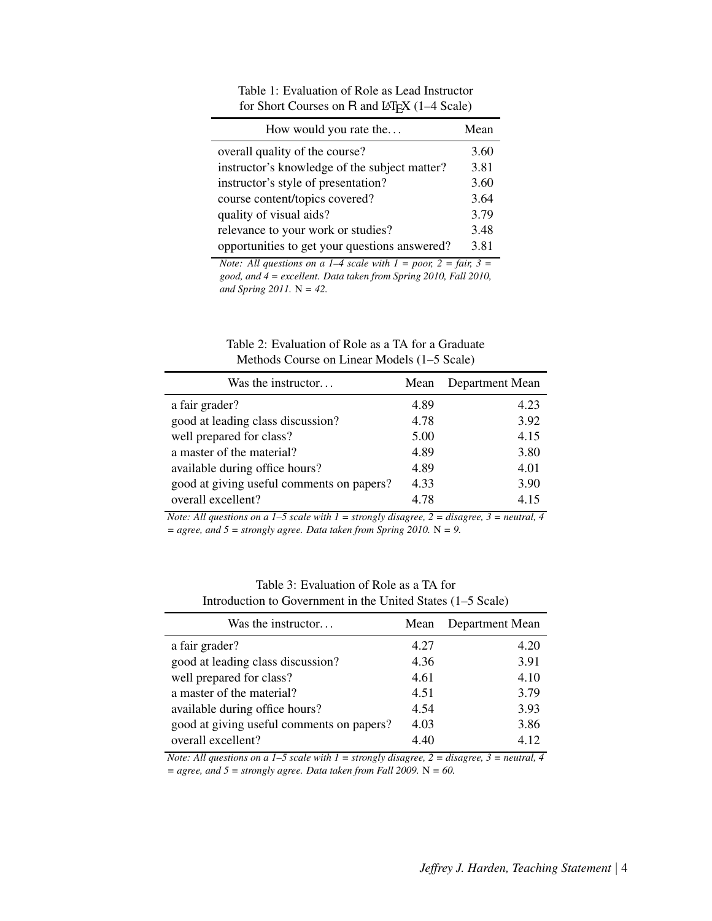Table 1: Evaluation of Role as Lead Instructor for Short Courses on R and LaTeX (1–4 Scale)

| How would you rate the… | Mean |
|---|---|
| overall quality of the course? | 3.60 |
| instructor's knowledge of the subject matter? | 3.81 |
| instructor's style of presentation? | 3.60 |
| course content/topics covered? | 3.64 |
| quality of visual aids? | 3.79 |
| relevance to your work or studies? | 3.48 |
| opportunities to get your questions answered? | 3.81 |

*Note: All questions on a 1–4 scale with 1 = poor, 2 = fair, 3 = good, and 4 = excellent. Data taken from Spring 2010, Fall 2010, and Spring 2011.* N = *42.*

Table 2: Evaluation of Role as a TA for a Graduate Methods Course on Linear Models (1–5 Scale)

| Was the instructor… | Mean | Department Mean |
|---|---|---|
| a fair grader? | 4.89 | 4.23 |
| good at leading class discussion? | 4.78 | 3.92 |
| well prepared for class? | 5.00 | 4.15 |
| a master of the material? | 4.89 | 3.80 |
| available during office hours? | 4.89 | 4.01 |
| good at giving useful comments on papers? | 4.33 | 3.90 |
| overall excellent? | 4.78 | 4.15 |

*Note: All questions on a 1–5 scale with 1 = strongly disagree, 2 = disagree, 3 = neutral, 4 = agree, and 5 = strongly agree. Data taken from Spring 2010.* N = *9.*

Table 3: Evaluation of Role as a TA for Introduction to Government in the United States (1–5 Scale)

| Was the instructor… | Mean | Department Mean |
|---|---|---|
| a fair grader? | 4.27 | 4.20 |
| good at leading class discussion? | 4.36 | 3.91 |
| well prepared for class? | 4.61 | 4.10 |
| a master of the material? | 4.51 | 3.79 |
| available during office hours? | 4.54 | 3.93 |
| good at giving useful comments on papers? | 4.03 | 3.86 |
| overall excellent? | 4.40 | 4.12 |

*Note: All questions on a 1–5 scale with 1 = strongly disagree, 2 = disagree, 3 = neutral, 4 = agree, and 5 = strongly agree. Data taken from Fall 2009.* N = *60.*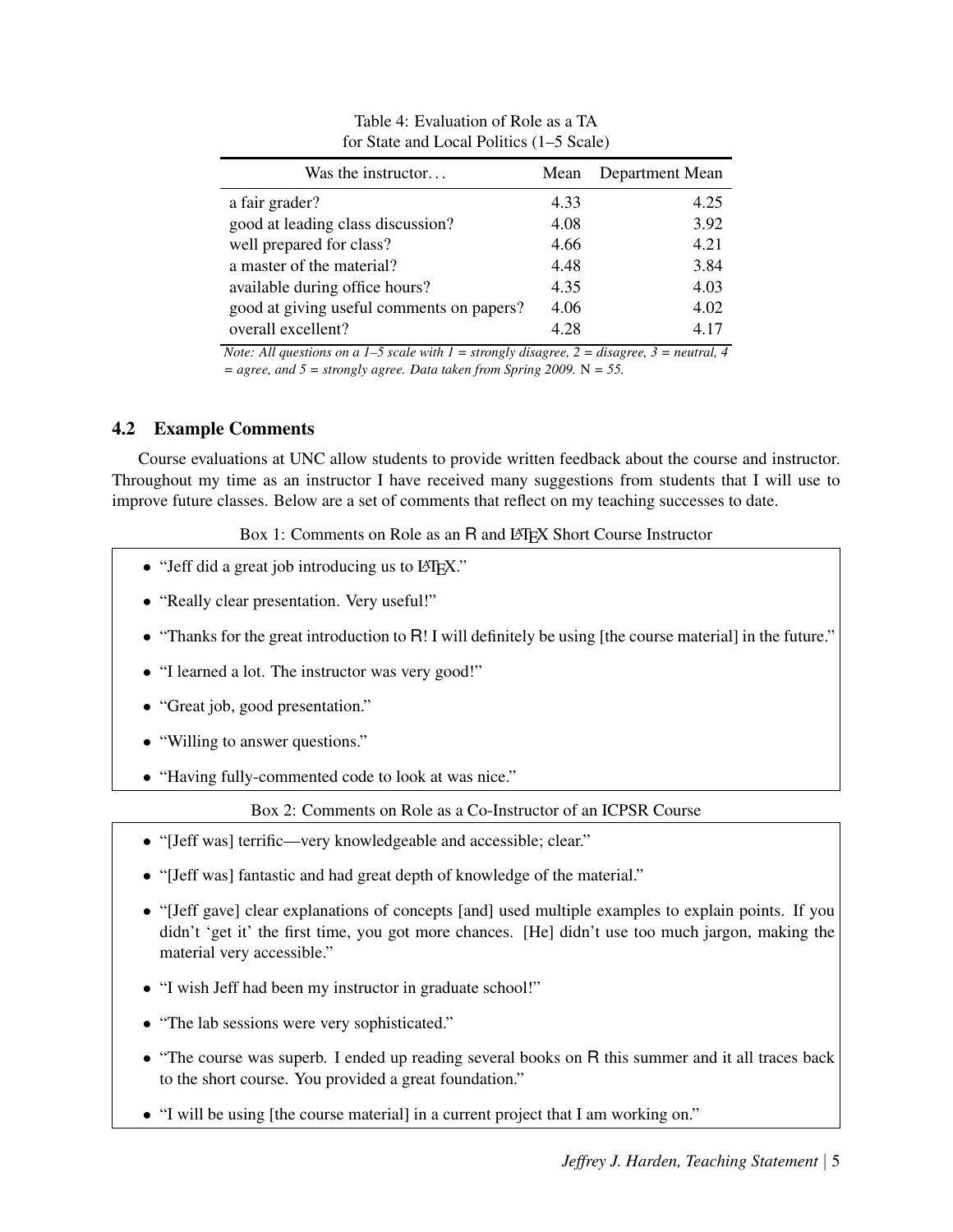Table 4: Evaluation of Role as a TA for State and Local Politics (1–5 Scale)

| Was the instructor... | Mean | Department Mean |
|---|---|---|
| a fair grader? | 4.33 | 4.25 |
| good at leading class discussion? | 4.08 | 3.92 |
| well prepared for class? | 4.66 | 4.21 |
| a master of the material? | 4.48 | 3.84 |
| available during office hours? | 4.35 | 4.03 |
| good at giving useful comments on papers? | 4.06 | 4.02 |
| overall excellent? | 4.28 | 4.17 |

*Note: All questions on a 1–5 scale with 1 = strongly disagree, 2 = disagree, 3 = neutral, 4 = agree, and 5 = strongly agree. Data taken from Spring 2009.* N *= 55.*

### 4.2 Example Comments

Course evaluations at UNC allow students to provide written feedback about the course and instructor. Throughout my time as an instructor I have received many suggestions from students that I will use to improve future classes. Below are a set of comments that reflect on my teaching successes to date.

Box 1: Comments on Role as an R and LaTeX Short Course Instructor

- "Jeff did a great job introducing us to LaTeX."
- "Really clear presentation. Very useful!"
- "Thanks for the great introduction to R! I will definitely be using [the course material] in the future."
- "I learned a lot. The instructor was very good!"
- "Great job, good presentation."
- "Willing to answer questions."
- "Having fully-commented code to look at was nice."

Box 2: Comments on Role as a Co-Instructor of an ICPSR Course

- "[Jeff was] terrific—very knowledgeable and accessible; clear."
- "[Jeff was] fantastic and had great depth of knowledge of the material."
- "[Jeff gave] clear explanations of concepts [and] used multiple examples to explain points. If you didn't 'get it' the first time, you got more chances. [He] didn't use too much jargon, making the material very accessible."
- "I wish Jeff had been my instructor in graduate school!"
- "The lab sessions were very sophisticated."
- "The course was superb. I ended up reading several books on R this summer and it all traces back to the short course. You provided a great foundation."
- "I will be using [the course material] in a current project that I am working on."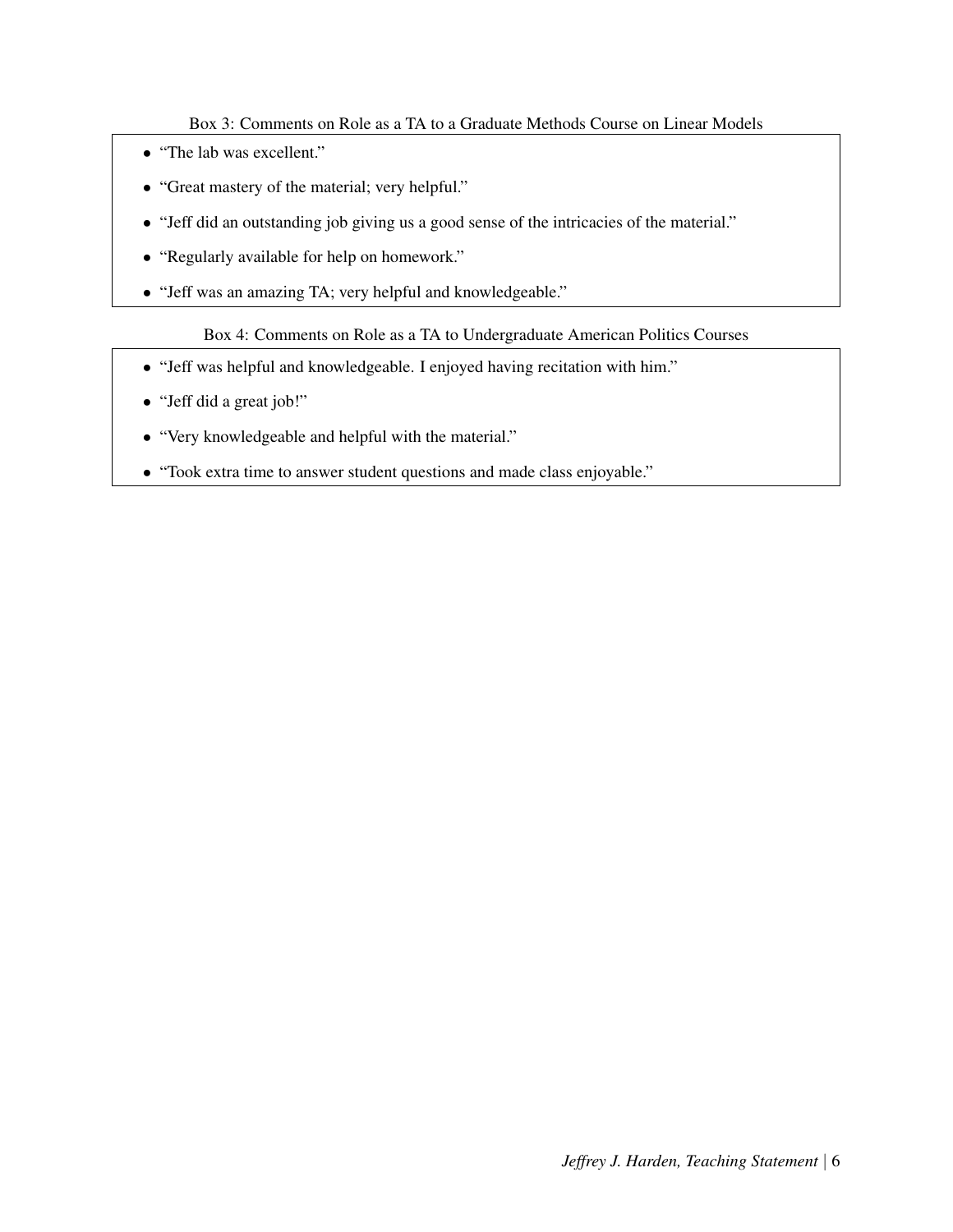Box 3: Comments on Role as a TA to a Graduate Methods Course on Linear Models

- "The lab was excellent."
- "Great mastery of the material; very helpful."
- "Jeff did an outstanding job giving us a good sense of the intricacies of the material."
- "Regularly available for help on homework."
- "Jeff was an amazing TA; very helpful and knowledgeable."

Box 4: Comments on Role as a TA to Undergraduate American Politics Courses

- "Jeff was helpful and knowledgeable. I enjoyed having recitation with him."
- "Jeff did a great job!"
- "Very knowledgeable and helpful with the material."
- "Took extra time to answer student questions and made class enjoyable."